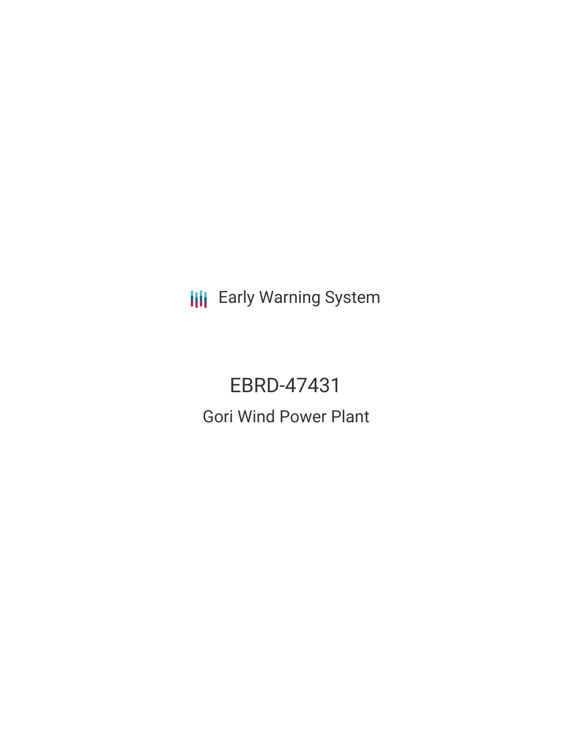Early Warning System

# EBRD-47431

## Gori Wind Power Plant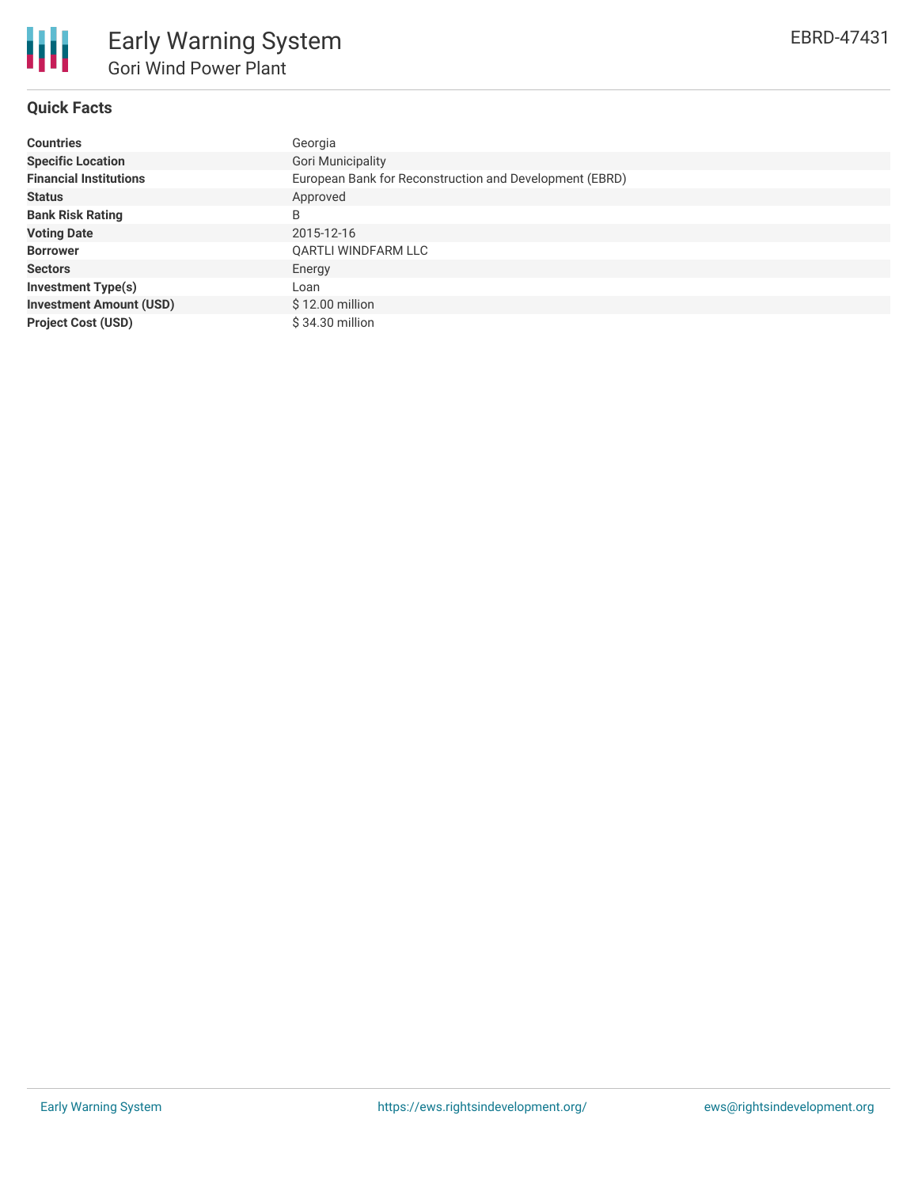# Early Warning System
## Gori Wind Power Plant

EBRD-47431

### Quick Facts

| | |
|---|---|
| **Countries** | Georgia |
| **Specific Location** | Gori Municipality |
| **Financial Institutions** | European Bank for Reconstruction and Development (EBRD) |
| **Status** | Approved |
| **Bank Risk Rating** | B |
| **Voting Date** | 2015-12-16 |
| **Borrower** | QARTLI WINDFARM LLC |
| **Sectors** | Energy |
| **Investment Type(s)** | Loan |
| **Investment Amount (USD)** | $ 12.00 million |
| **Project Cost (USD)** | $ 34.30 million |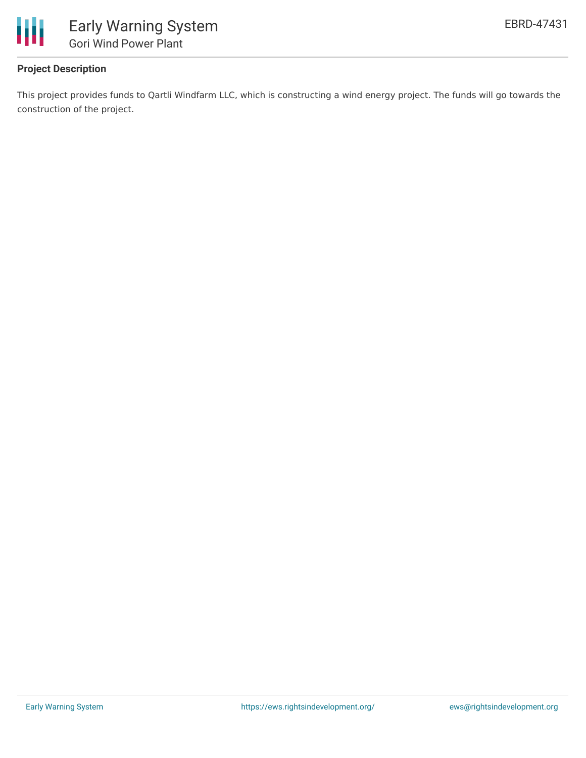### Project Description

This project provides funds to Qartli Windfarm LLC, which is constructing a wind energy project. The funds will go towards the construction of the project.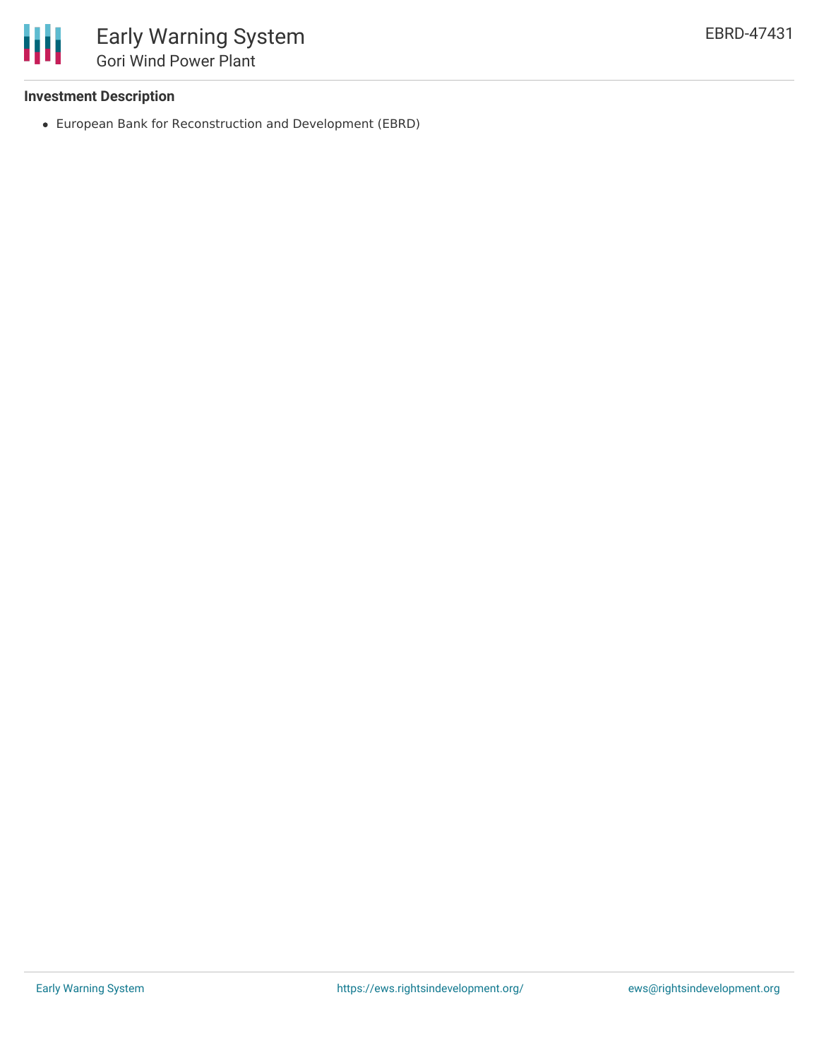### Investment Description

- European Bank for Reconstruction and Development (EBRD)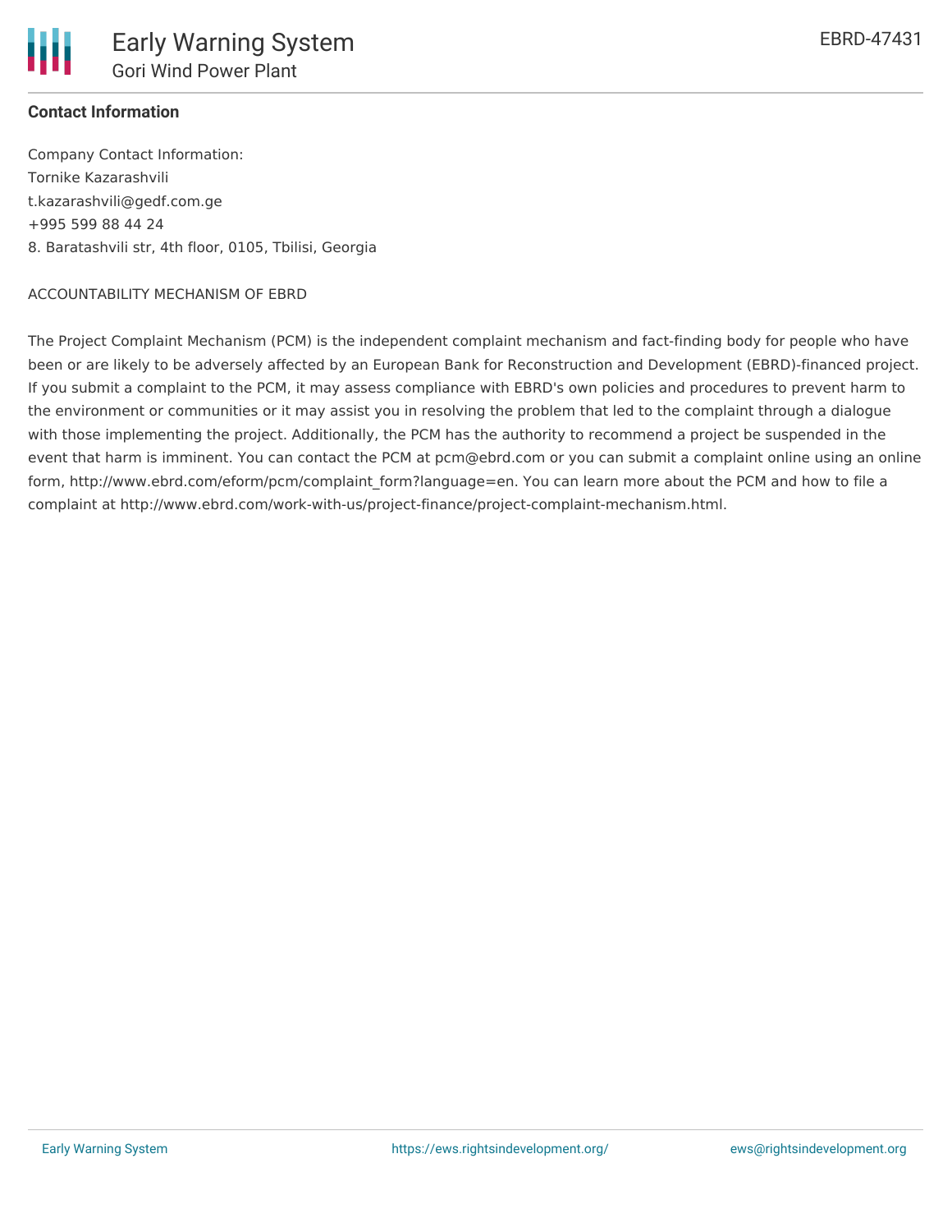**Contact Information**

Company Contact Information:
Tornike Kazarashvili
t.kazarashvili@gedf.com.ge
+995 599 88 44 24
8. Baratashvili str, 4th floor, 0105, Tbilisi, Georgia

ACCOUNTABILITY MECHANISM OF EBRD

The Project Complaint Mechanism (PCM) is the independent complaint mechanism and fact-finding body for people who have been or are likely to be adversely affected by an European Bank for Reconstruction and Development (EBRD)-financed project. If you submit a complaint to the PCM, it may assess compliance with EBRD's own policies and procedures to prevent harm to the environment or communities or it may assist you in resolving the problem that led to the complaint through a dialogue with those implementing the project. Additionally, the PCM has the authority to recommend a project be suspended in the event that harm is imminent. You can contact the PCM at pcm@ebrd.com or you can submit a complaint online using an online form, http://www.ebrd.com/eform/pcm/complaint_form?language=en. You can learn more about the PCM and how to file a complaint at http://www.ebrd.com/work-with-us/project-finance/project-complaint-mechanism.html.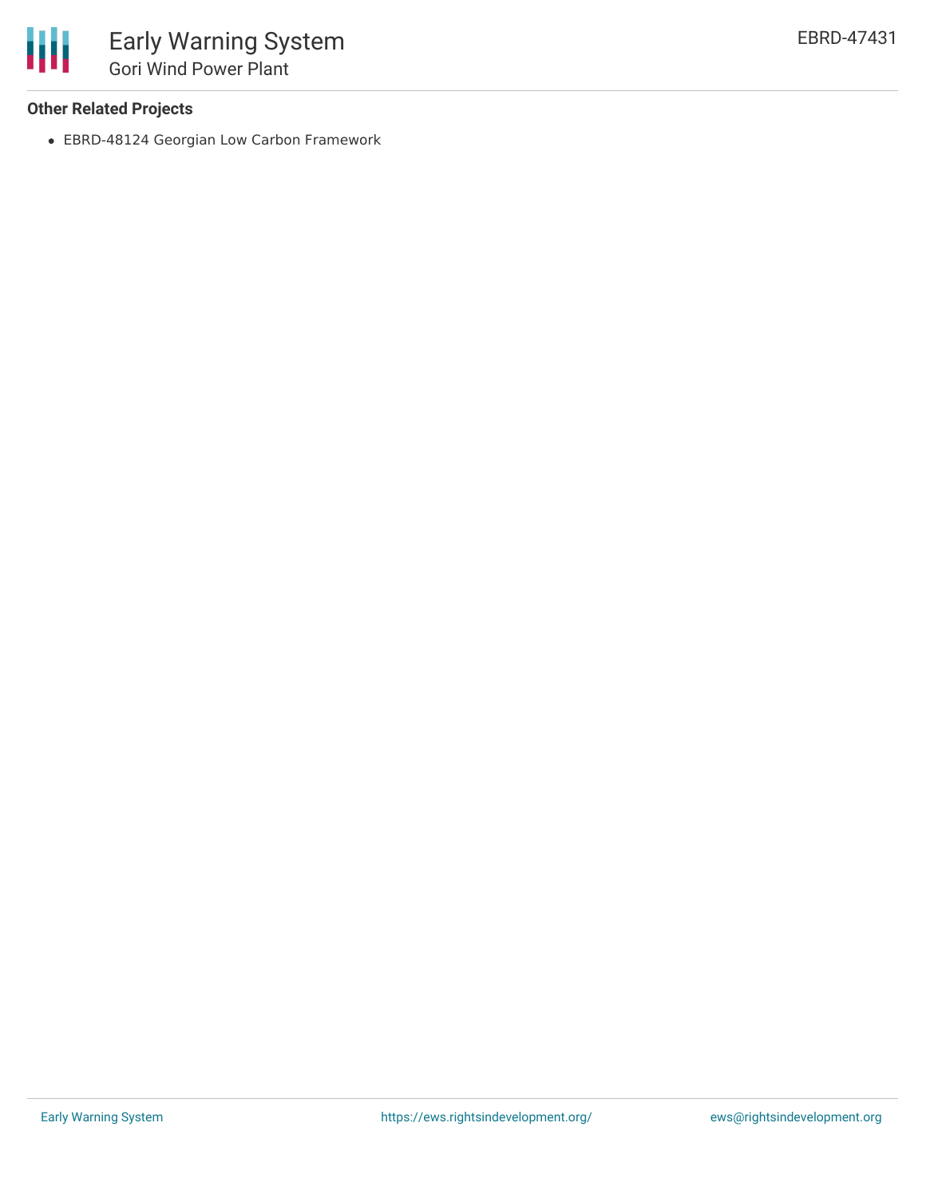**Other Related Projects**

- EBRD-48124 Georgian Low Carbon Framework